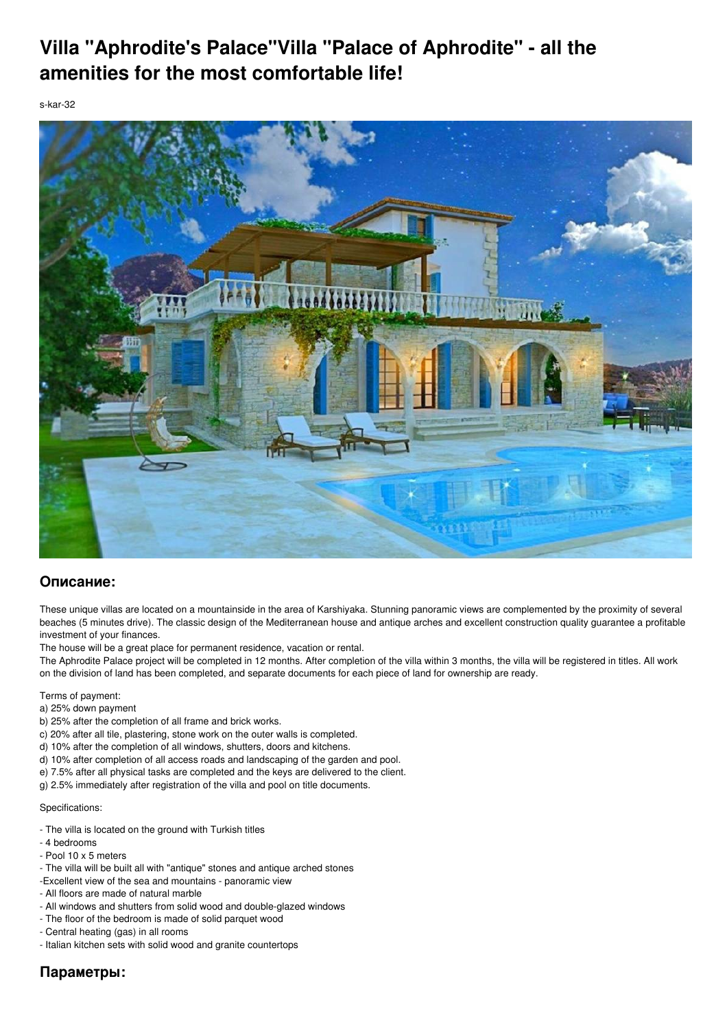# Villa "Aphrodite's Palace"Villa "Palace of Aphrodite" - all the amenities for the most comfortable life!

s-kar-32

## Описание:

These unique villas are located on a mountainside in the area of Karshiyaka. Stunning panoramic views are complemented by the proximity of several beaches (5 minutes drive). The classic design of the Mediterranean house and antique arches and excellent construction quality guarantee a profitable investment of your finances.

The house will be a great place for permanent residence, vacation or rental.

The Aphrodite Palace project will be completed in 12 months. After completion of the villa within 3 months, the villa will be registered in titles. All work on the division of land has been completed, and separate documents for each piece of land for ownership are ready.

Terms of payment:

a) 25% down payment

b) 25% after the completion of all frame and brick works.

c) 20% after all tile, plastering, stone work on the outer walls is completed.

d) 10% after the completion of all windows, shutters, doors and kitchens.

d) 10% after completion of all access roads and landscaping of the garden and pool.

e) 7.5% after all physical tasks are completed and the keys are delivered to the client.

g) 2.5% immediately after registration of the villa and pool on title documents.

Specifications:

- The villa is located on the ground with Turkish titles
- 4 bedrooms
- Pool 10 x 5 meters
- The villa will be built all with "antique" stones and antique arched stones
-Excellent view of the sea and mountains - panoramic view
- All floors are made of natural marble
- All windows and shutters from solid wood and double-glazed windows
- The floor of the bedroom is made of solid parquet wood
- Central heating (gas) in all rooms
- Italian kitchen sets with solid wood and granite countertops

## Параметры: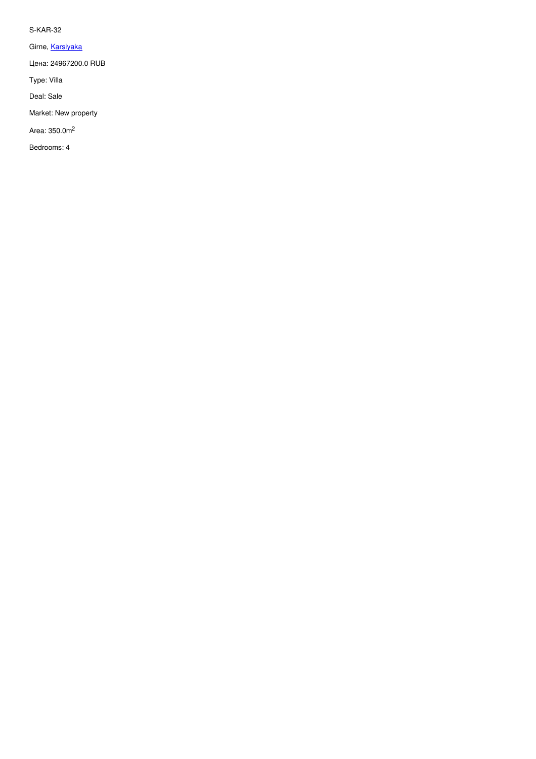S-KAR-32

Girne, [Karsiyaka]

Цена: 24967200.0 RUB

Type: Villa

Deal: Sale

Market: New property

Area: 350.0m$^2$

Bedrooms: 4